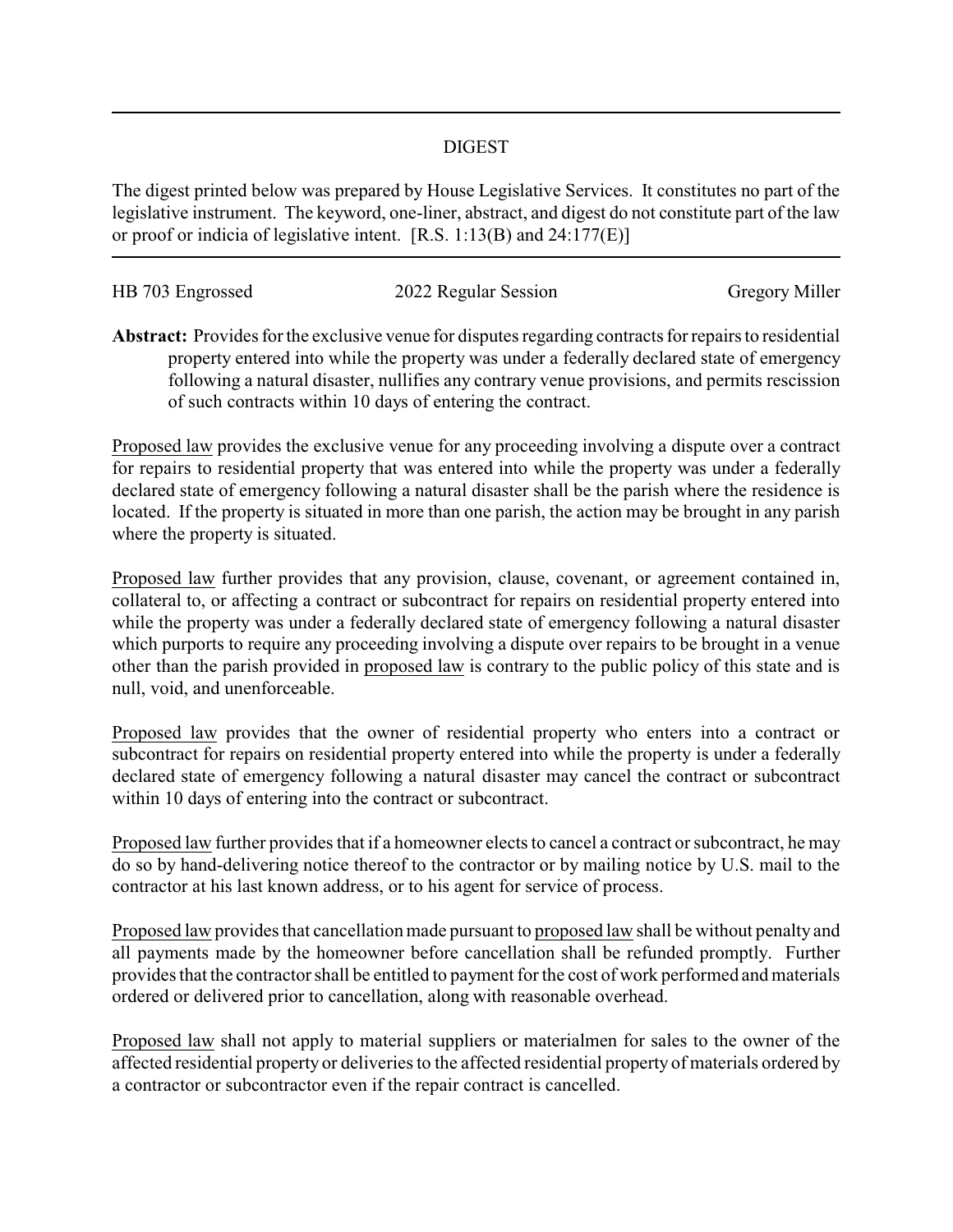# DIGEST

The digest printed below was prepared by House Legislative Services. It constitutes no part of the legislative instrument. The keyword, one-liner, abstract, and digest do not constitute part of the law or proof or indicia of legislative intent. [R.S. 1:13(B) and 24:177(E)]

HB 703 Engrossed | 2022 Regular Session | Gregory Miller

**Abstract:** Provides for the exclusive venue for disputes regarding contracts for repairs to residential property entered into while the property was under a federally declared state of emergency following a natural disaster, nullifies any contrary venue provisions, and permits rescission of such contracts within 10 days of entering the contract.

Proposed law provides the exclusive venue for any proceeding involving a dispute over a contract for repairs to residential property that was entered into while the property was under a federally declared state of emergency following a natural disaster shall be the parish where the residence is located. If the property is situated in more than one parish, the action may be brought in any parish where the property is situated.

Proposed law further provides that any provision, clause, covenant, or agreement contained in, collateral to, or affecting a contract or subcontract for repairs on residential property entered into while the property was under a federally declared state of emergency following a natural disaster which purports to require any proceeding involving a dispute over repairs to be brought in a venue other than the parish provided in proposed law is contrary to the public policy of this state and is null, void, and unenforceable.

Proposed law provides that the owner of residential property who enters into a contract or subcontract for repairs on residential property entered into while the property is under a federally declared state of emergency following a natural disaster may cancel the contract or subcontract within 10 days of entering into the contract or subcontract.

Proposed law further provides that if a homeowner elects to cancel a contract or subcontract, he may do so by hand-delivering notice thereof to the contractor or by mailing notice by U.S. mail to the contractor at his last known address, or to his agent for service of process.

Proposed law provides that cancellation made pursuant to proposed law shall be without penalty and all payments made by the homeowner before cancellation shall be refunded promptly. Further provides that the contractor shall be entitled to payment for the cost of work performed and materials ordered or delivered prior to cancellation, along with reasonable overhead.

Proposed law shall not apply to material suppliers or materialmen for sales to the owner of the affected residential property or deliveries to the affected residential property of materials ordered by a contractor or subcontractor even if the repair contract is cancelled.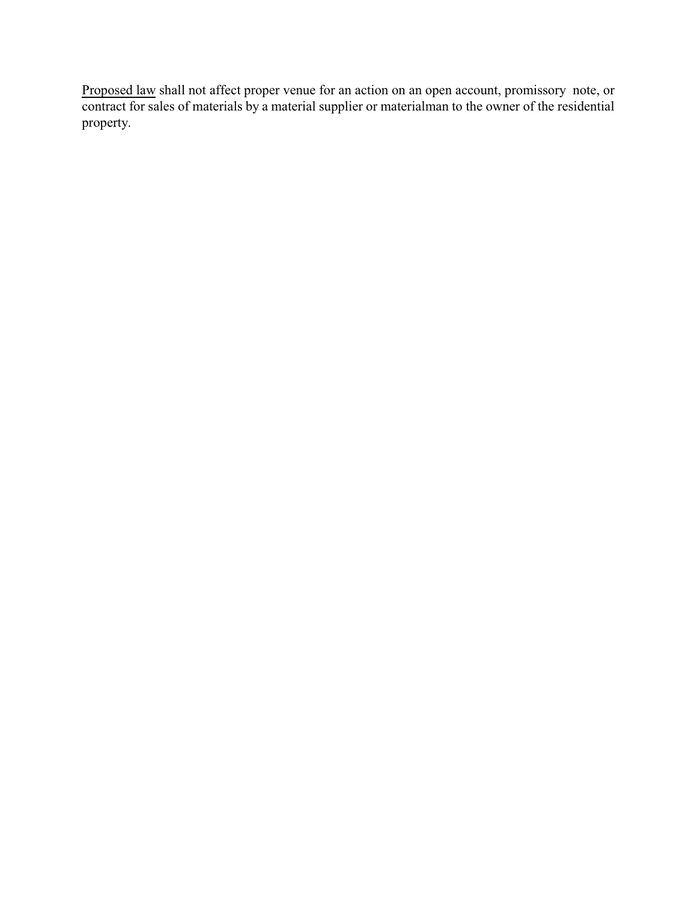<u>Proposed law</u> shall not affect proper venue for an action on an open account, promissory note, or contract for sales of materials by a material supplier or materialman to the owner of the residential property.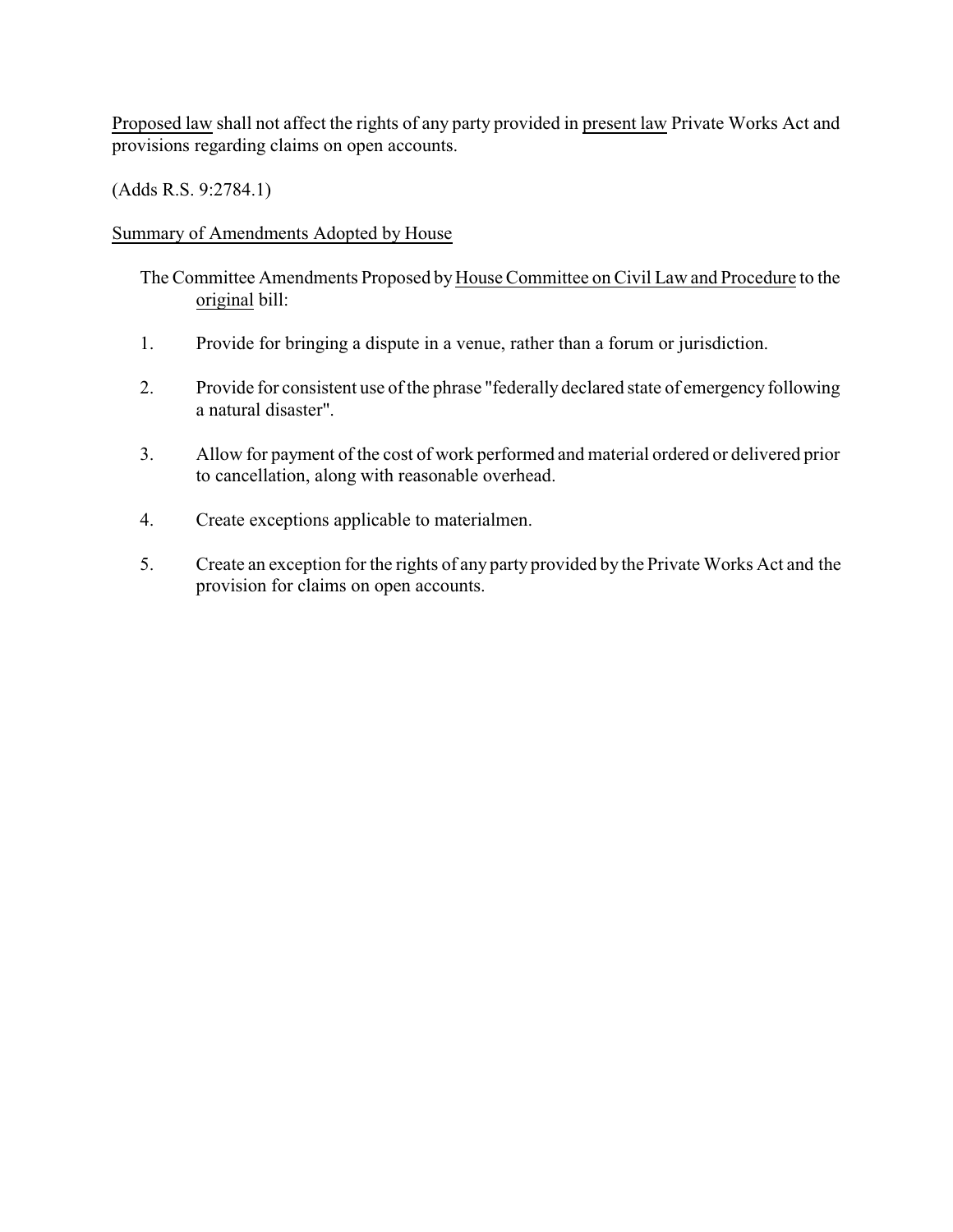Proposed law shall not affect the rights of any party provided in present law Private Works Act and provisions regarding claims on open accounts.

(Adds R.S. 9:2784.1)

Summary of Amendments Adopted by House

The Committee Amendments Proposed by House Committee on Civil Law and Procedure to the original bill:

1. Provide for bringing a dispute in a venue, rather than a forum or jurisdiction.
2. Provide for consistent use of the phrase "federally declared state of emergency following a natural disaster".
3. Allow for payment of the cost of work performed and material ordered or delivered prior to cancellation, along with reasonable overhead.
4. Create exceptions applicable to materialmen.
5. Create an exception for the rights of any party provided by the Private Works Act and the provision for claims on open accounts.